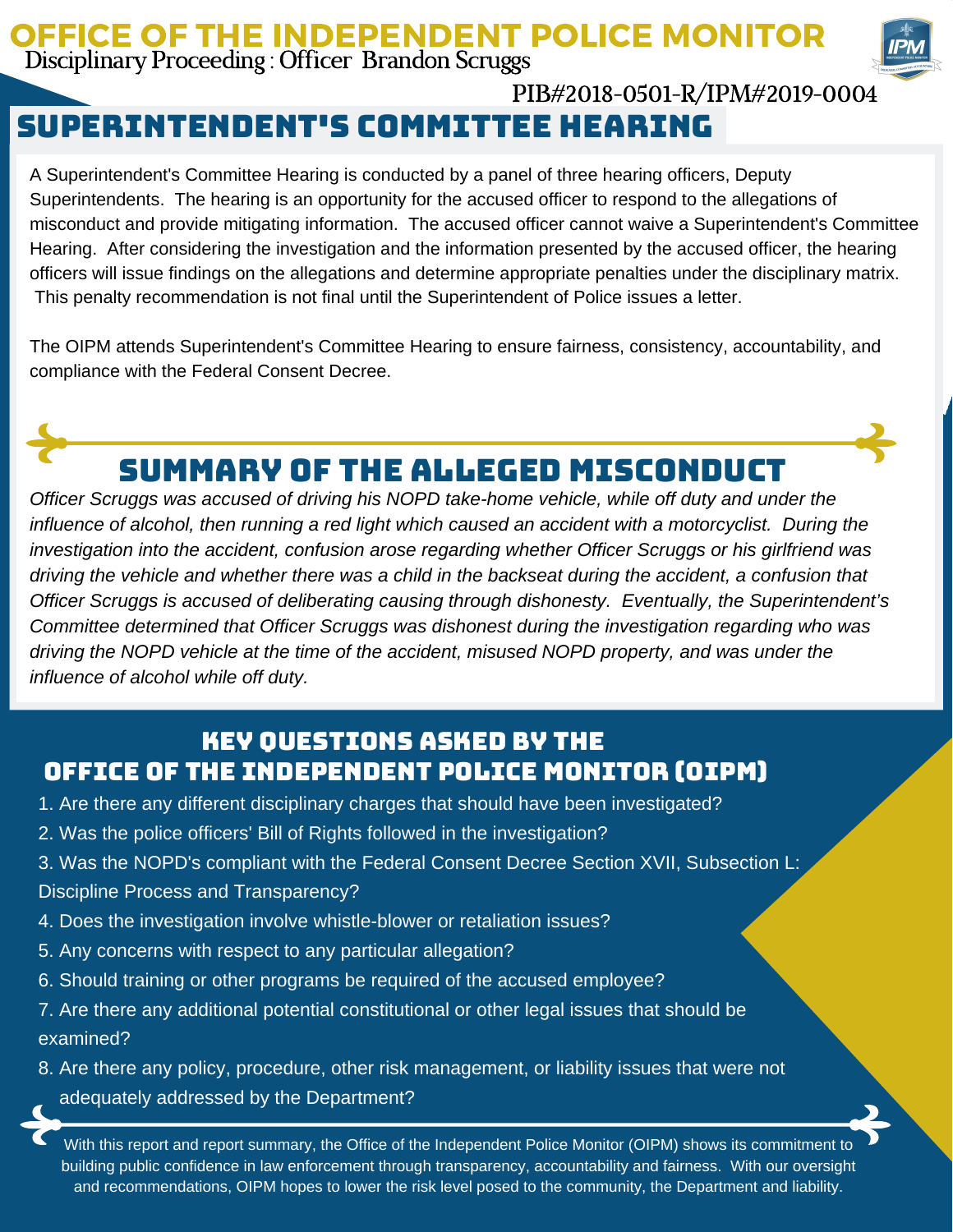# OFFICE OF THE INDEPENDENT POLICE MONITOR

Disciplinary Proceeding : Officer Brandon Scruggs

PIB#2018-0501-R/IPM#2019-0004

## SUPERINTENDENT'S COMMITTEE HEARING

A Superintendent's Committee Hearing is conducted by a panel of three hearing officers, Deputy Superintendents. The hearing is an opportunity for the accused officer to respond to the allegations of misconduct and provide mitigating information. The accused officer cannot waive a Superintendent's Committee Hearing. After considering the investigation and the information presented by the accused officer, the hearing officers will issue findings on the allegations and determine appropriate penalties under the disciplinary matrix. This penalty recommendation is not final until the Superintendent of Police issues a letter.

The OIPM attends Superintendent's Committee Hearing to ensure fairness, consistency, accountability, and compliance with the Federal Consent Decree.

## SUMMARY OF THE ALLEGED MISCONDUCT

*Officer Scruggs was accused of driving his NOPD take-home vehicle, while off duty and under the influence of alcohol, then running a red light which caused an accident with a motorcyclist. During the investigation into the accident, confusion arose regarding whether Officer Scruggs or his girlfriend was driving the vehicle and whether there was a child in the backseat during the accident, a confusion that Officer Scruggs is accused of deliberating causing through dishonesty. Eventually, the Superintendent's Committee determined that Officer Scruggs was dishonest during the investigation regarding who was driving the NOPD vehicle at the time of the accident, misused NOPD property, and was under the influence of alcohol while off duty.*

## KEY QUESTIONS ASKED BY THE OFFICE OF THE INDEPENDENT POLICE MONITOR (OIPM)

1. Are there any different disciplinary charges that should have been investigated?
2. Was the police officers' Bill of Rights followed in the investigation?
3. Was the NOPD's compliant with the Federal Consent Decree Section XVII, Subsection L: Discipline Process and Transparency?
4. Does the investigation involve whistle-blower or retaliation issues?
5. Any concerns with respect to any particular allegation?
6. Should training or other programs be required of the accused employee?
7. Are there any additional potential constitutional or other legal issues that should be examined?
8. Are there any policy, procedure, other risk management, or liability issues that were not adequately addressed by the Department?

With this report and report summary, the Office of the Independent Police Monitor (OIPM) shows its commitment to building public confidence in law enforcement through transparency, accountability and fairness. With our oversight and recommendations, OIPM hopes to lower the risk level posed to the community, the Department and liability.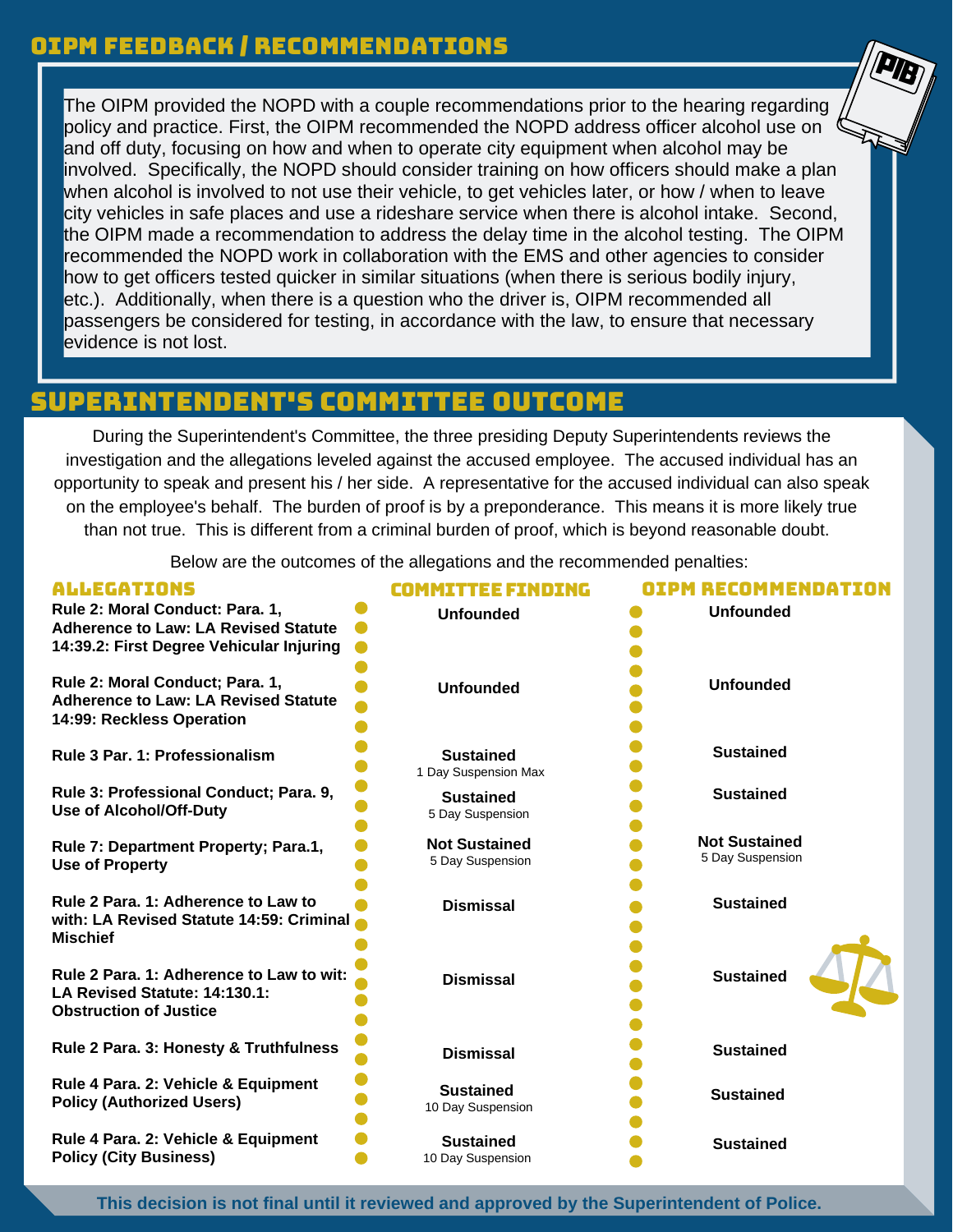## OIPM FEEDBACK / RECOMMENDATIONS

The OIPM provided the NOPD with a couple recommendations prior to the hearing regarding policy and practice. First, the OIPM recommended the NOPD address officer alcohol use on and off duty, focusing on how and when to operate city equipment when alcohol may be involved. Specifically, the NOPD should consider training on how officers should make a plan when alcohol is involved to not use their vehicle, to get vehicles later, or how / when to leave city vehicles in safe places and use a rideshare service when there is alcohol intake. Second, the OIPM made a recommendation to address the delay time in the alcohol testing. The OIPM recommended the NOPD work in collaboration with the EMS and other agencies to consider how to get officers tested quicker in similar situations (when there is serious bodily injury, etc.). Additionally, when there is a question who the driver is, OIPM recommended all passengers be considered for testing, in accordance with the law, to ensure that necessary evidence is not lost.

## SUPERINTENDENT'S COMMITTEE OUTCOME

During the Superintendent's Committee, the three presiding Deputy Superintendents reviews the investigation and the allegations leveled against the accused employee. The accused individual has an opportunity to speak and present his / her side. A representative for the accused individual can also speak on the employee's behalf. The burden of proof is by a preponderance. This means it is more likely true than not true. This is different from a criminal burden of proof, which is beyond reasonable doubt.

Below are the outcomes of the allegations and the recommended penalties:

| ALLEGATIONS | COMMITTEE FINDING | OIPM RECOMMENDATION |
|---|---|---|
| **Rule 2: Moral Conduct: Para. 1, Adherence to Law: LA Revised Statute 14:39.2: First Degree Vehicular Injuring** | **Unfounded** | **Unfounded** |
| **Rule 2: Moral Conduct; Para. 1, Adherence to Law: LA Revised Statute 14:99: Reckless Operation** | **Unfounded** | **Unfounded** |
| **Rule 3 Par. 1: Professionalism** | **Sustained** 1 Day Suspension Max | **Sustained** |
| **Rule 3: Professional Conduct; Para. 9, Use of Alcohol/Off-Duty** | **Sustained** 5 Day Suspension | **Sustained** |
| **Rule 7: Department Property; Para.1, Use of Property** | **Not Sustained** 5 Day Suspension | **Not Sustained** 5 Day Suspension |
| **Rule 2 Para. 1: Adherence to Law to with: LA Revised Statute 14:59: Criminal Mischief** | **Dismissal** | **Sustained** |
| **Rule 2 Para. 1: Adherence to Law to wit: LA Revised Statute: 14:130.1: Obstruction of Justice** | **Dismissal** | **Sustained** |
| **Rule 2 Para. 3: Honesty & Truthfulness** | **Dismissal** | **Sustained** |
| **Rule 4 Para. 2: Vehicle & Equipment Policy (Authorized Users)** | **Sustained** 10 Day Suspension | **Sustained** |
| **Rule 4 Para. 2: Vehicle & Equipment Policy (City Business)** | **Sustained** 10 Day Suspension | **Sustained** |

**This decision is not final until it reviewed and approved by the Superintendent of Police.**